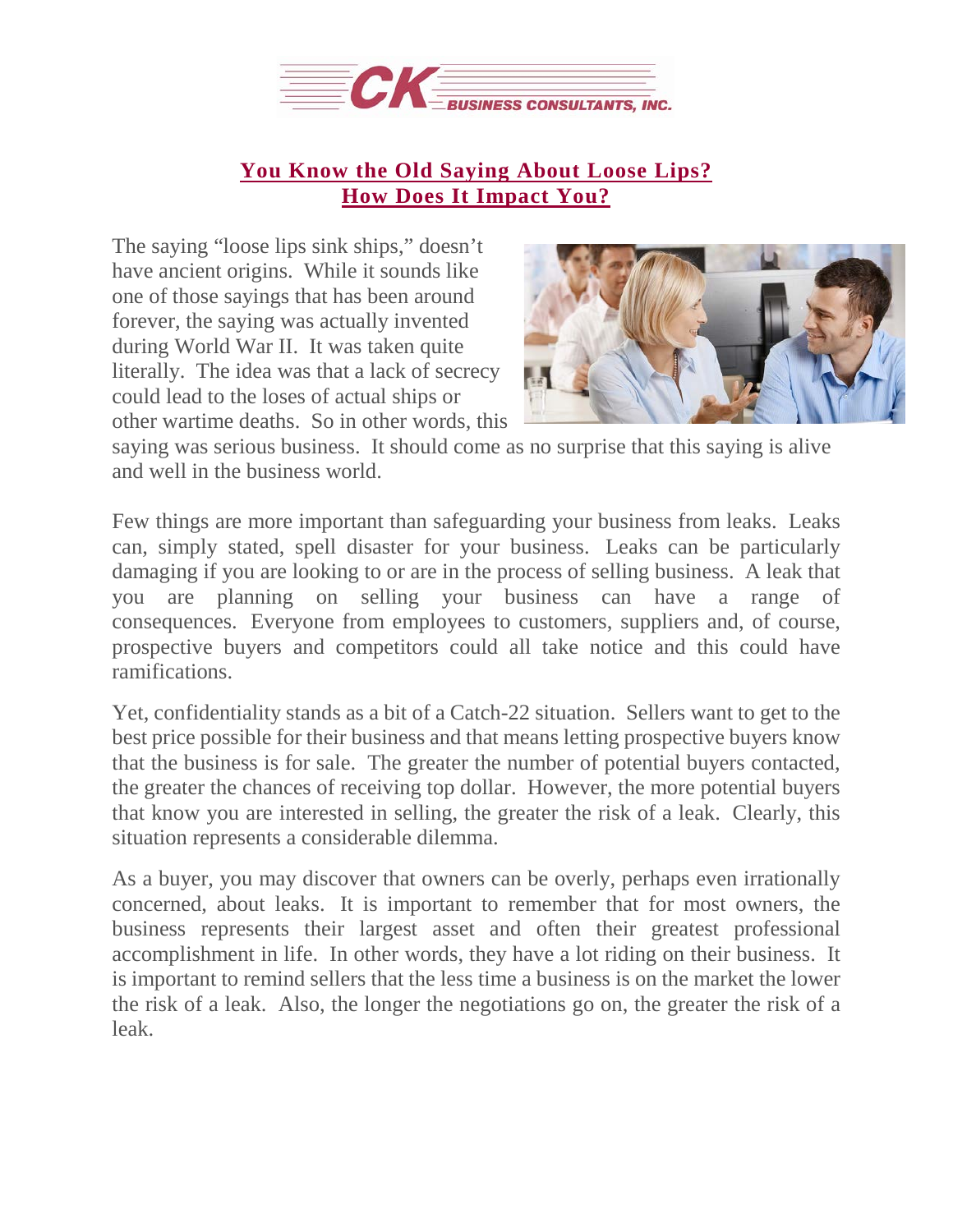## You Know the Old Saying About Loose Lips? How Does It Impact You?

The saying "loose lips sink ships," doesn't have ancient origins. While it sounds like one of those sayings that has been around forever, the saying was actually invented during World War II. It was taken quite literally. The idea was that a lack of secrecy could lead to the loses of actual ships or other wartime deaths. So in other words, this saying was serious business. It should come as no surprise that this saying is alive and well in the business world.

Few things are more important than safeguarding your business from leaks. Leaks can, simply stated, spell disaster for your business. Leaks can be particularly damaging if you are looking to or are in the process of selling business. A leak that you are planning on selling your business can have a range of consequences. Everyone from employees to customers, suppliers and, of course, prospective buyers and competitors could all take notice and this could have ramifications.

Yet, confidentiality stands as a bit of a Catch-22 situation. Sellers want to get to the best price possible for their business and that means letting prospective buyers know that the business is for sale. The greater the number of potential buyers contacted, the greater the chances of receiving top dollar. However, the more potential buyers that know you are interested in selling, the greater the risk of a leak. Clearly, this situation represents a considerable dilemma.

As a buyer, you may discover that owners can be overly, perhaps even irrationally concerned, about leaks. It is important to remember that for most owners, the business represents their largest asset and often their greatest professional accomplishment in life. In other words, they have a lot riding on their business. It is important to remind sellers that the less time a business is on the market the lower the risk of a leak. Also, the longer the negotiations go on, the greater the risk of a leak.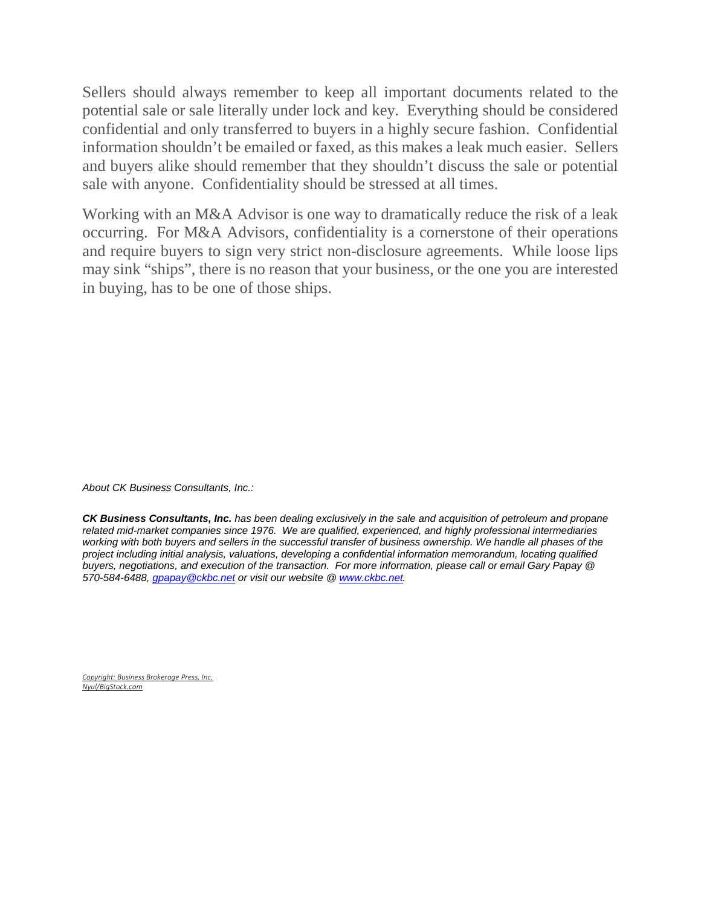Sellers should always remember to keep all important documents related to the potential sale or sale literally under lock and key. Everything should be considered confidential and only transferred to buyers in a highly secure fashion. Confidential information shouldn't be emailed or faxed, as this makes a leak much easier. Sellers and buyers alike should remember that they shouldn't discuss the sale or potential sale with anyone. Confidentiality should be stressed at all times.

Working with an M&A Advisor is one way to dramatically reduce the risk of a leak occurring. For M&A Advisors, confidentiality is a cornerstone of their operations and require buyers to sign very strict non-disclosure agreements. While loose lips may sink "ships", there is no reason that your business, or the one you are interested in buying, has to be one of those ships.

*About CK Business Consultants, Inc.:*

***CK Business Consultants, Inc.*** *has been dealing exclusively in the sale and acquisition of petroleum and propane related mid-market companies since 1976. We are qualified, experienced, and highly professional intermediaries working with both buyers and sellers in the successful transfer of business ownership. We handle all phases of the project including initial analysis, valuations, developing a confidential information memorandum, locating qualified buyers, negotiations, and execution of the transaction. For more information, please call or email Gary Papay @ 570-584-6488, gpapay@ckbc.net or visit our website @ www.ckbc.net.*

*Copyright: Business Brokerage Press, Inc.*
*Nyul/BigStock.com*